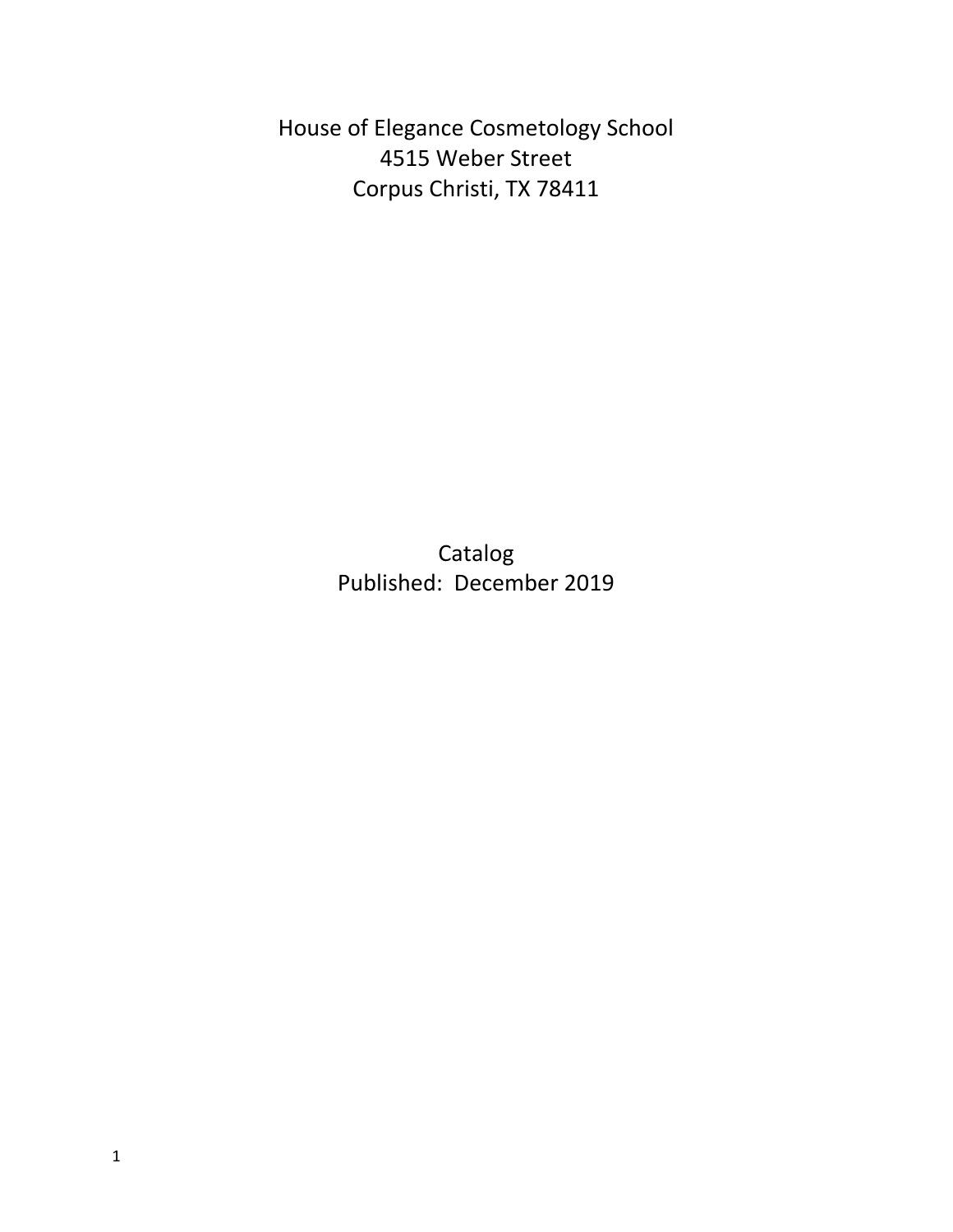# House of Elegance Cosmetology School

4515 Weber Street
Corpus Christi, TX 78411

## Catalog

Published: December 2019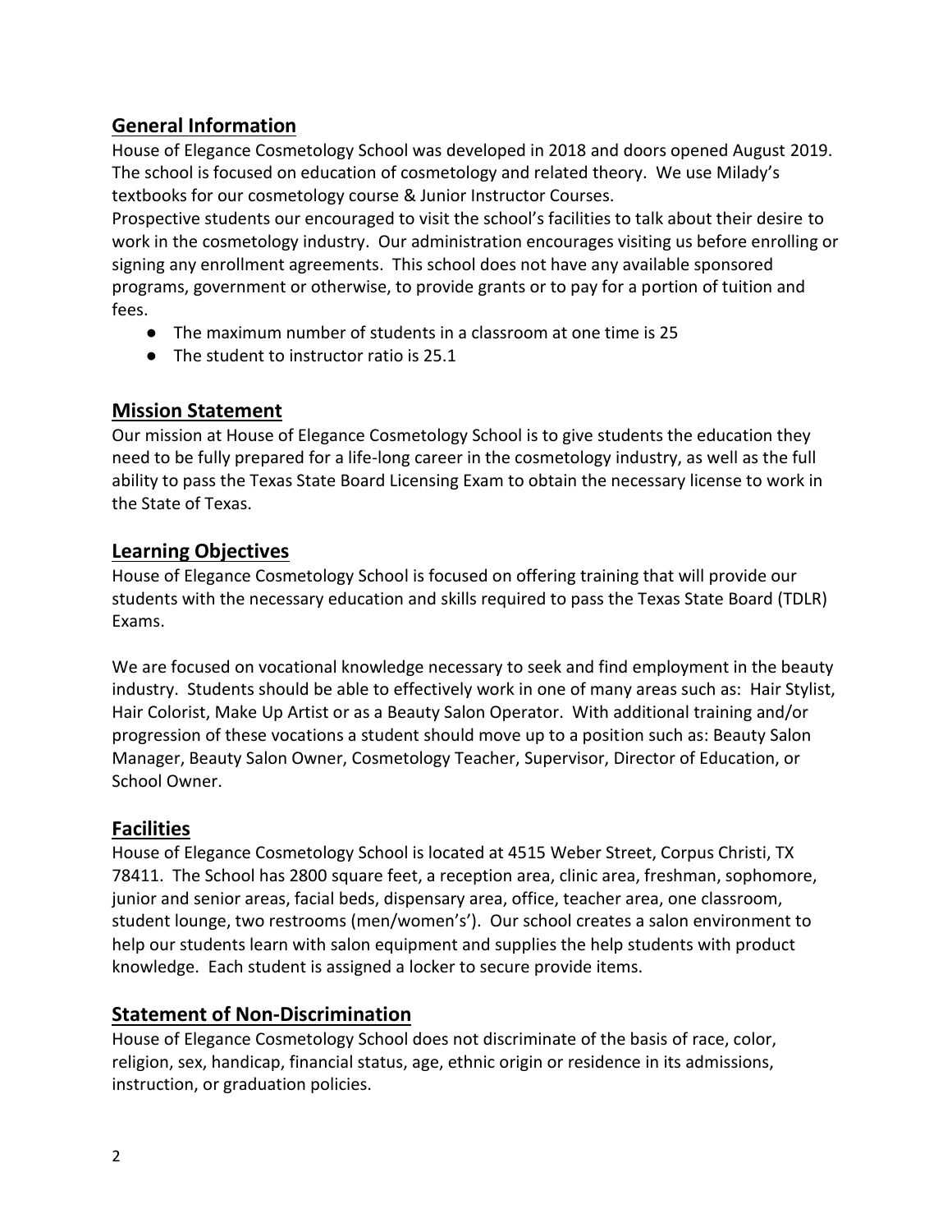## General Information

House of Elegance Cosmetology School was developed in 2018 and doors opened August 2019. The school is focused on education of cosmetology and related theory. We use Milady's textbooks for our cosmetology course & Junior Instructor Courses.

Prospective students our encouraged to visit the school's facilities to talk about their desire to work in the cosmetology industry. Our administration encourages visiting us before enrolling or signing any enrollment agreements. This school does not have any available sponsored programs, government or otherwise, to provide grants or to pay for a portion of tuition and fees.

- The maximum number of students in a classroom at one time is 25
- The student to instructor ratio is 25.1

## Mission Statement

Our mission at House of Elegance Cosmetology School is to give students the education they need to be fully prepared for a life-long career in the cosmetology industry, as well as the full ability to pass the Texas State Board Licensing Exam to obtain the necessary license to work in the State of Texas.

## Learning Objectives

House of Elegance Cosmetology School is focused on offering training that will provide our students with the necessary education and skills required to pass the Texas State Board (TDLR) Exams.

We are focused on vocational knowledge necessary to seek and find employment in the beauty industry. Students should be able to effectively work in one of many areas such as: Hair Stylist, Hair Colorist, Make Up Artist or as a Beauty Salon Operator. With additional training and/or progression of these vocations a student should move up to a position such as: Beauty Salon Manager, Beauty Salon Owner, Cosmetology Teacher, Supervisor, Director of Education, or School Owner.

## Facilities

House of Elegance Cosmetology School is located at 4515 Weber Street, Corpus Christi, TX 78411. The School has 2800 square feet, a reception area, clinic area, freshman, sophomore, junior and senior areas, facial beds, dispensary area, office, teacher area, one classroom, student lounge, two restrooms (men/women's'). Our school creates a salon environment to help our students learn with salon equipment and supplies the help students with product knowledge. Each student is assigned a locker to secure provide items.

## Statement of Non-Discrimination

House of Elegance Cosmetology School does not discriminate of the basis of race, color, religion, sex, handicap, financial status, age, ethnic origin or residence in its admissions, instruction, or graduation policies.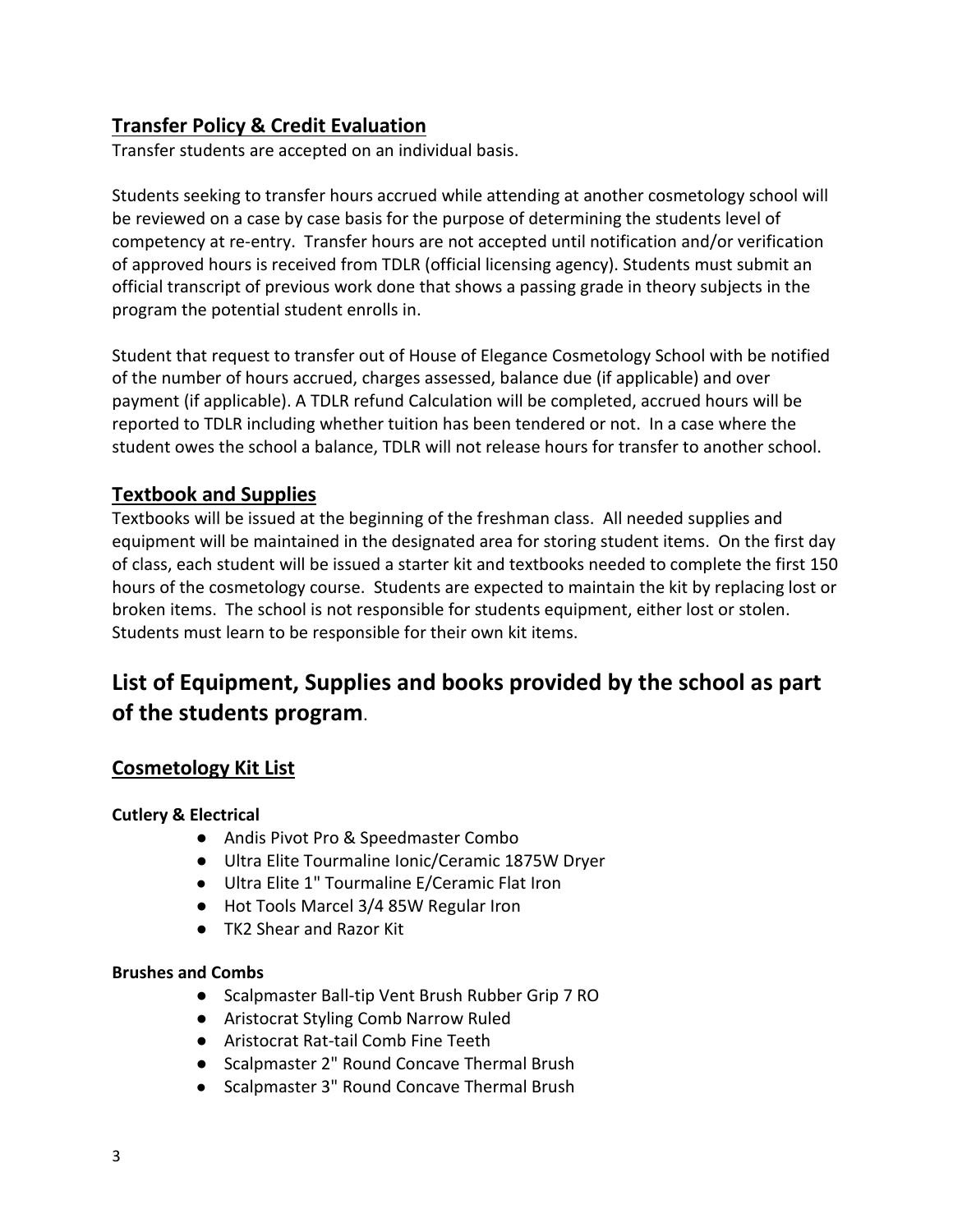## Transfer Policy & Credit Evaluation

Transfer students are accepted on an individual basis.

Students seeking to transfer hours accrued while attending at another cosmetology school will be reviewed on a case by case basis for the purpose of determining the students level of competency at re-entry. Transfer hours are not accepted until notification and/or verification of approved hours is received from TDLR (official licensing agency). Students must submit an official transcript of previous work done that shows a passing grade in theory subjects in the program the potential student enrolls in.

Student that request to transfer out of House of Elegance Cosmetology School with be notified of the number of hours accrued, charges assessed, balance due (if applicable) and over payment (if applicable). A TDLR refund Calculation will be completed, accrued hours will be reported to TDLR including whether tuition has been tendered or not. In a case where the student owes the school a balance, TDLR will not release hours for transfer to another school.

## Textbook and Supplies

Textbooks will be issued at the beginning of the freshman class. All needed supplies and equipment will be maintained in the designated area for storing student items. On the first day of class, each student will be issued a starter kit and textbooks needed to complete the first 150 hours of the cosmetology course. Students are expected to maintain the kit by replacing lost or broken items. The school is not responsible for students equipment, either lost or stolen. Students must learn to be responsible for their own kit items.

# List of Equipment, Supplies and books provided by the school as part of the students program.

## Cosmetology Kit List

**Cutlery & Electrical**

- Andis Pivot Pro & Speedmaster Combo
- Ultra Elite Tourmaline Ionic/Ceramic 1875W Dryer
- Ultra Elite 1" Tourmaline E/Ceramic Flat Iron
- Hot Tools Marcel 3/4 85W Regular Iron
- TK2 Shear and Razor Kit

**Brushes and Combs**

- Scalpmaster Ball-tip Vent Brush Rubber Grip 7 RO
- Aristocrat Styling Comb Narrow Ruled
- Aristocrat Rat-tail Comb Fine Teeth
- Scalpmaster 2" Round Concave Thermal Brush
- Scalpmaster 3" Round Concave Thermal Brush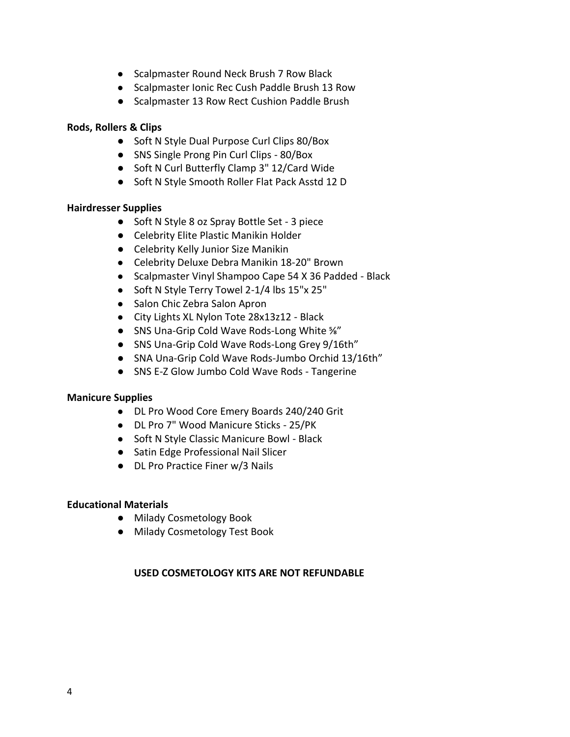- Scalpmaster Round Neck Brush 7 Row Black
- Scalpmaster Ionic Rec Cush Paddle Brush 13 Row
- Scalpmaster 13 Row Rect Cushion Paddle Brush

**Rods, Rollers & Clips**

- Soft N Style Dual Purpose Curl Clips 80/Box
- SNS Single Prong Pin Curl Clips - 80/Box
- Soft N Curl Butterfly Clamp 3" 12/Card Wide
- Soft N Style Smooth Roller Flat Pack Asstd 12 D

**Hairdresser Supplies**

- Soft N Style 8 oz Spray Bottle Set - 3 piece
- Celebrity Elite Plastic Manikin Holder
- Celebrity Kelly Junior Size Manikin
- Celebrity Deluxe Debra Manikin 18-20" Brown
- Scalpmaster Vinyl Shampoo Cape 54 X 36 Padded - Black
- Soft N Style Terry Towel 2-1/4 lbs 15"x 25"
- Salon Chic Zebra Salon Apron
- City Lights XL Nylon Tote 28x13z12 - Black
- SNS Una-Grip Cold Wave Rods-Long White ⅝"
- SNS Una-Grip Cold Wave Rods-Long Grey 9/16th"
- SNA Una-Grip Cold Wave Rods-Jumbo Orchid 13/16th"
- SNS E-Z Glow Jumbo Cold Wave Rods - Tangerine

**Manicure Supplies**

- DL Pro Wood Core Emery Boards 240/240 Grit
- DL Pro 7" Wood Manicure Sticks - 25/PK
- Soft N Style Classic Manicure Bowl - Black
- Satin Edge Professional Nail Slicer
- DL Pro Practice Finer w/3 Nails

**Educational Materials**

- Milady Cosmetology Book
- Milady Cosmetology Test Book

**USED COSMETOLOGY KITS ARE NOT REFUNDABLE**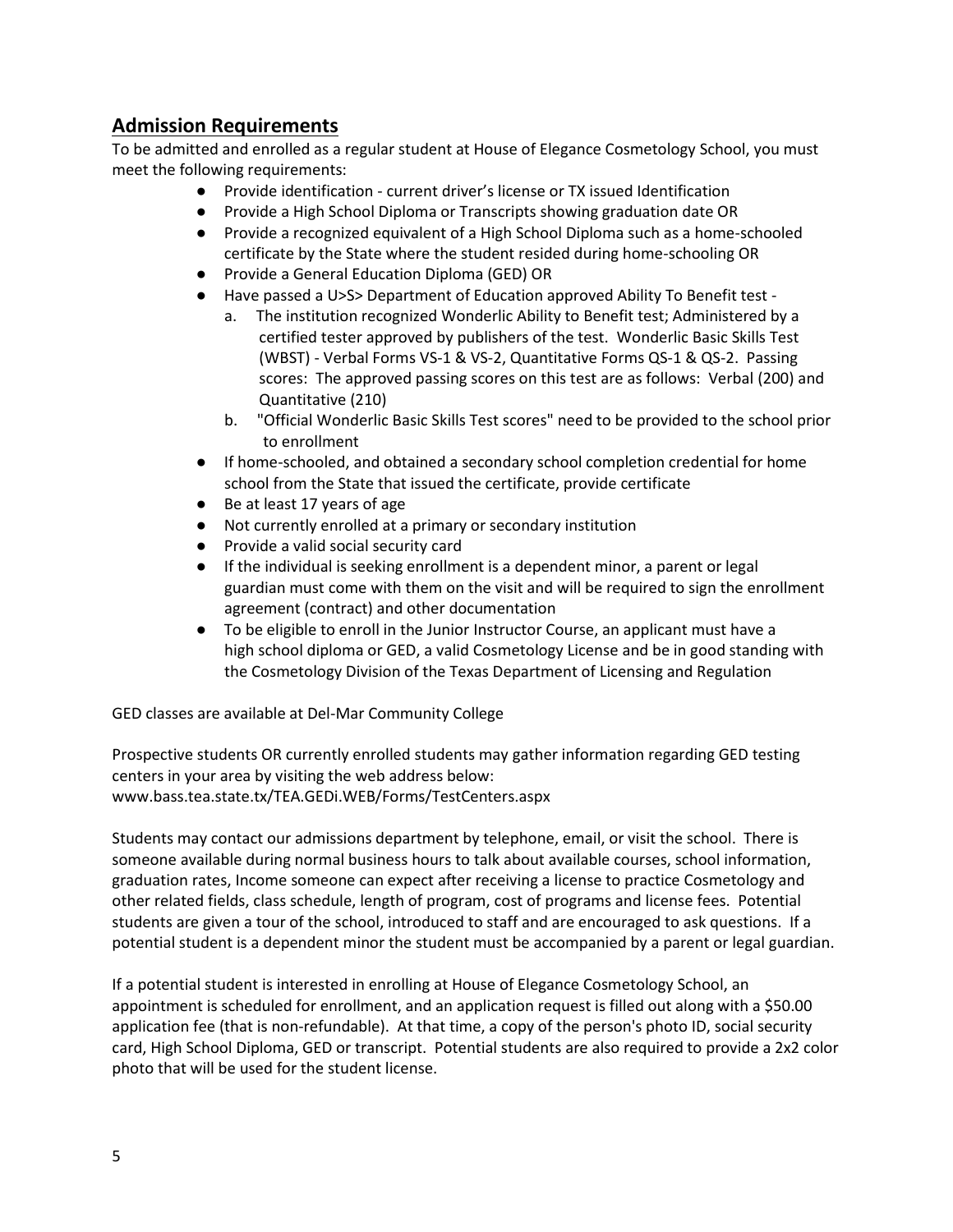## Admission Requirements

To be admitted and enrolled as a regular student at House of Elegance Cosmetology School, you must meet the following requirements:

- Provide identification - current driver's license or TX issued Identification
- Provide a High School Diploma or Transcripts showing graduation date OR
- Provide a recognized equivalent of a High School Diploma such as a home-schooled certificate by the State where the student resided during home-schooling OR
- Provide a General Education Diploma (GED) OR
- Have passed a U>S> Department of Education approved Ability To Benefit test -
    a. The institution recognized Wonderlic Ability to Benefit test; Administered by a certified tester approved by publishers of the test. Wonderlic Basic Skills Test (WBST) - Verbal Forms VS-1 & VS-2, Quantitative Forms QS-1 & QS-2. Passing scores: The approved passing scores on this test are as follows: Verbal (200) and Quantitative (210)
    b. "Official Wonderlic Basic Skills Test scores" need to be provided to the school prior to enrollment
- If home-schooled, and obtained a secondary school completion credential for home school from the State that issued the certificate, provide certificate
- Be at least 17 years of age
- Not currently enrolled at a primary or secondary institution
- Provide a valid social security card
- If the individual is seeking enrollment is a dependent minor, a parent or legal guardian must come with them on the visit and will be required to sign the enrollment agreement (contract) and other documentation
- To be eligible to enroll in the Junior Instructor Course, an applicant must have a high school diploma or GED, a valid Cosmetology License and be in good standing with the Cosmetology Division of the Texas Department of Licensing and Regulation

GED classes are available at Del-Mar Community College

Prospective students OR currently enrolled students may gather information regarding GED testing centers in your area by visiting the web address below:
www.bass.tea.state.tx/TEA.GEDi.WEB/Forms/TestCenters.aspx

Students may contact our admissions department by telephone, email, or visit the school. There is someone available during normal business hours to talk about available courses, school information, graduation rates, Income someone can expect after receiving a license to practice Cosmetology and other related fields, class schedule, length of program, cost of programs and license fees. Potential students are given a tour of the school, introduced to staff and are encouraged to ask questions. If a potential student is a dependent minor the student must be accompanied by a parent or legal guardian.

If a potential student is interested in enrolling at House of Elegance Cosmetology School, an appointment is scheduled for enrollment, and an application request is filled out along with a $50.00 application fee (that is non-refundable). At that time, a copy of the person's photo ID, social security card, High School Diploma, GED or transcript. Potential students are also required to provide a 2x2 color photo that will be used for the student license.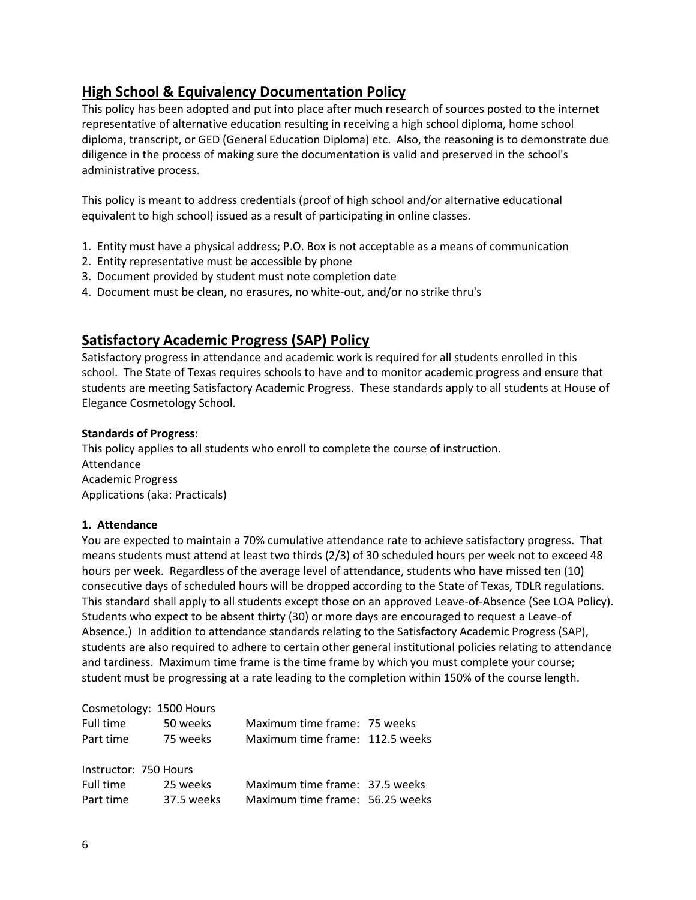## High School & Equivalency Documentation Policy

This policy has been adopted and put into place after much research of sources posted to the internet representative of alternative education resulting in receiving a high school diploma, home school diploma, transcript, or GED (General Education Diploma) etc. Also, the reasoning is to demonstrate due diligence in the process of making sure the documentation is valid and preserved in the school's administrative process.

This policy is meant to address credentials (proof of high school and/or alternative educational equivalent to high school) issued as a result of participating in online classes.

1. Entity must have a physical address; P.O. Box is not acceptable as a means of communication
2. Entity representative must be accessible by phone
3. Document provided by student must note completion date
4. Document must be clean, no erasures, no white-out, and/or no strike thru's

## Satisfactory Academic Progress (SAP) Policy

Satisfactory progress in attendance and academic work is required for all students enrolled in this school. The State of Texas requires schools to have and to monitor academic progress and ensure that students are meeting Satisfactory Academic Progress. These standards apply to all students at House of Elegance Cosmetology School.

**Standards of Progress:**

This policy applies to all students who enroll to complete the course of instruction.
Attendance
Academic Progress
Applications (aka: Practicals)

**1. Attendance**

You are expected to maintain a 70% cumulative attendance rate to achieve satisfactory progress. That means students must attend at least two thirds (2/3) of 30 scheduled hours per week not to exceed 48 hours per week. Regardless of the average level of attendance, students who have missed ten (10) consecutive days of scheduled hours will be dropped according to the State of Texas, TDLR regulations. This standard shall apply to all students except those on an approved Leave-of-Absence (See LOA Policy). Students who expect to be absent thirty (30) or more days are encouraged to request a Leave-of Absence.) In addition to attendance standards relating to the Satisfactory Academic Progress (SAP), students are also required to adhere to certain other general institutional policies relating to attendance and tardiness. Maximum time frame is the time frame by which you must complete your course; student must be progressing at a rate leading to the completion within 150% of the course length.

| Cosmetology: 1500 Hours | | |
|---|---|---|
| Full time | 50 weeks | Maximum time frame: 75 weeks |
| Part time | 75 weeks | Maximum time frame: 112.5 weeks |

| Instructor: 750 Hours | | |
|---|---|---|
| Full time | 25 weeks | Maximum time frame: 37.5 weeks |
| Part time | 37.5 weeks | Maximum time frame: 56.25 weeks |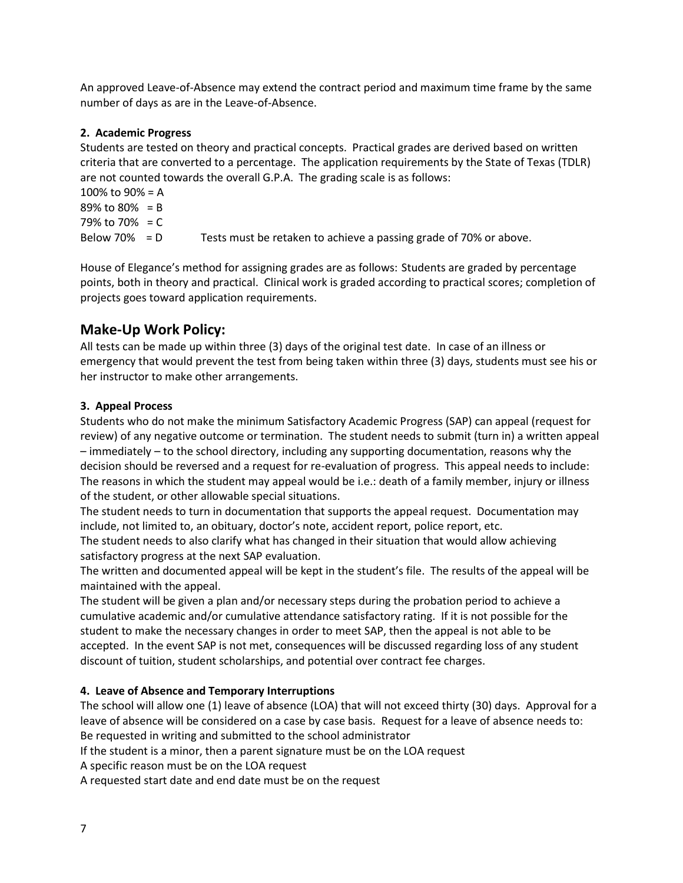An approved Leave-of-Absence may extend the contract period and maximum time frame by the same number of days as are in the Leave-of-Absence.

**2. Academic Progress**

Students are tested on theory and practical concepts. Practical grades are derived based on written criteria that are converted to a percentage. The application requirements by the State of Texas (TDLR) are not counted towards the overall G.P.A. The grading scale is as follows:

100% to 90% = A
89% to 80% = B
79% to 70% = C
Below 70% = D Tests must be retaken to achieve a passing grade of 70% or above.

House of Elegance's method for assigning grades are as follows: Students are graded by percentage points, both in theory and practical. Clinical work is graded according to practical scores; completion of projects goes toward application requirements.

## Make-Up Work Policy:

All tests can be made up within three (3) days of the original test date. In case of an illness or emergency that would prevent the test from being taken within three (3) days, students must see his or her instructor to make other arrangements.

**3. Appeal Process**

Students who do not make the minimum Satisfactory Academic Progress (SAP) can appeal (request for review) of any negative outcome or termination. The student needs to submit (turn in) a written appeal – immediately – to the school directory, including any supporting documentation, reasons why the decision should be reversed and a request for re-evaluation of progress. This appeal needs to include: The reasons in which the student may appeal would be i.e.: death of a family member, injury or illness of the student, or other allowable special situations.

The student needs to turn in documentation that supports the appeal request. Documentation may include, not limited to, an obituary, doctor's note, accident report, police report, etc.

The student needs to also clarify what has changed in their situation that would allow achieving satisfactory progress at the next SAP evaluation.

The written and documented appeal will be kept in the student's file. The results of the appeal will be maintained with the appeal.

The student will be given a plan and/or necessary steps during the probation period to achieve a cumulative academic and/or cumulative attendance satisfactory rating. If it is not possible for the student to make the necessary changes in order to meet SAP, then the appeal is not able to be accepted. In the event SAP is not met, consequences will be discussed regarding loss of any student discount of tuition, student scholarships, and potential over contract fee charges.

**4. Leave of Absence and Temporary Interruptions**

The school will allow one (1) leave of absence (LOA) that will not exceed thirty (30) days. Approval for a leave of absence will be considered on a case by case basis. Request for a leave of absence needs to:

Be requested in writing and submitted to the school administrator
If the student is a minor, then a parent signature must be on the LOA request
A specific reason must be on the LOA request
A requested start date and end date must be on the request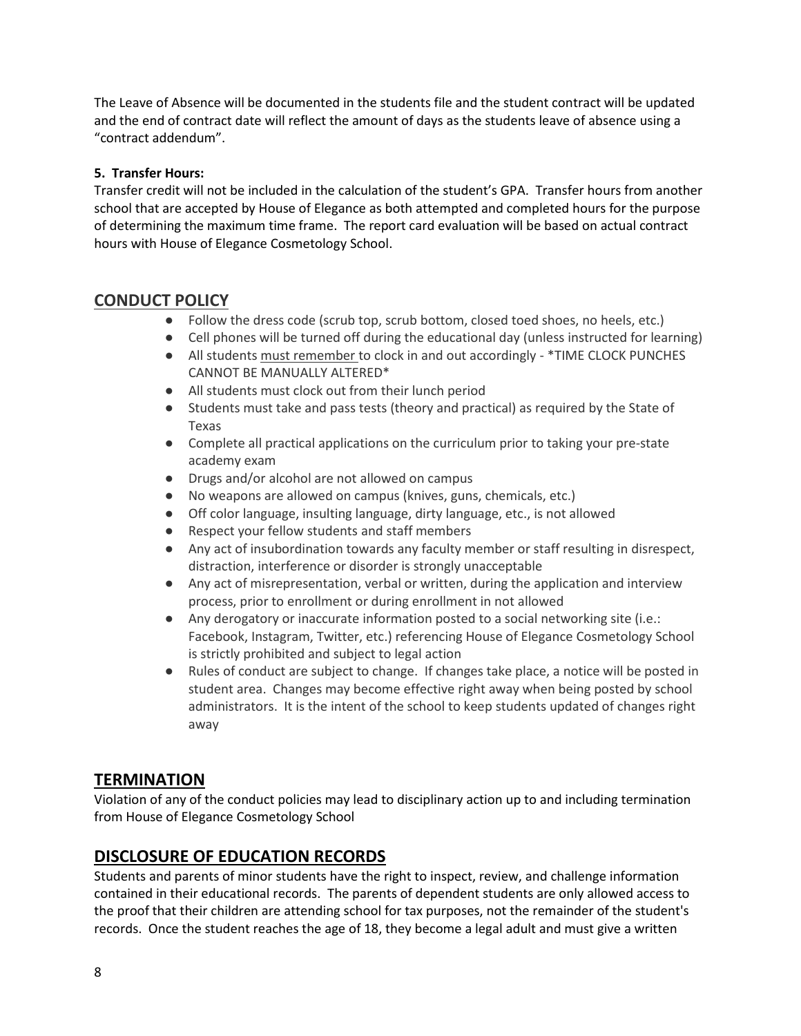The Leave of Absence will be documented in the students file and the student contract will be updated and the end of contract date will reflect the amount of days as the students leave of absence using a "contract addendum".

**5. Transfer Hours:**
Transfer credit will not be included in the calculation of the student's GPA. Transfer hours from another school that are accepted by House of Elegance as both attempted and completed hours for the purpose of determining the maximum time frame. The report card evaluation will be based on actual contract hours with House of Elegance Cosmetology School.

## CONDUCT POLICY

- Follow the dress code (scrub top, scrub bottom, closed toed shoes, no heels, etc.)
- Cell phones will be turned off during the educational day (unless instructed for learning)
- All students must remember to clock in and out accordingly - *TIME CLOCK PUNCHES CANNOT BE MANUALLY ALTERED*
- All students must clock out from their lunch period
- Students must take and pass tests (theory and practical) as required by the State of Texas
- Complete all practical applications on the curriculum prior to taking your pre-state academy exam
- Drugs and/or alcohol are not allowed on campus
- No weapons are allowed on campus (knives, guns, chemicals, etc.)
- Off color language, insulting language, dirty language, etc., is not allowed
- Respect your fellow students and staff members
- Any act of insubordination towards any faculty member or staff resulting in disrespect, distraction, interference or disorder is strongly unacceptable
- Any act of misrepresentation, verbal or written, during the application and interview process, prior to enrollment or during enrollment in not allowed
- Any derogatory or inaccurate information posted to a social networking site (i.e.: Facebook, Instagram, Twitter, etc.) referencing House of Elegance Cosmetology School is strictly prohibited and subject to legal action
- Rules of conduct are subject to change. If changes take place, a notice will be posted in student area. Changes may become effective right away when being posted by school administrators. It is the intent of the school to keep students updated of changes right away

## TERMINATION

Violation of any of the conduct policies may lead to disciplinary action up to and including termination from House of Elegance Cosmetology School

## DISCLOSURE OF EDUCATION RECORDS

Students and parents of minor students have the right to inspect, review, and challenge information contained in their educational records. The parents of dependent students are only allowed access to the proof that their children are attending school for tax purposes, not the remainder of the student's records. Once the student reaches the age of 18, they become a legal adult and must give a written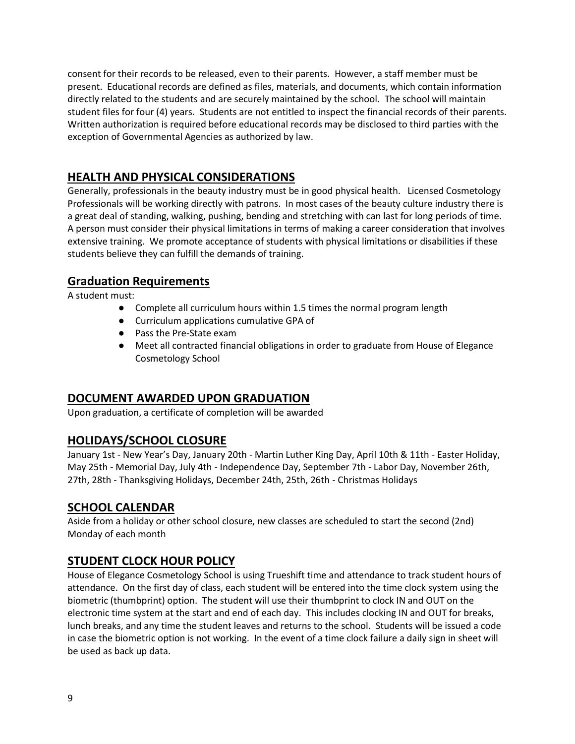consent for their records to be released, even to their parents. However, a staff member must be present. Educational records are defined as files, materials, and documents, which contain information directly related to the students and are securely maintained by the school. The school will maintain student files for four (4) years. Students are not entitled to inspect the financial records of their parents. Written authorization is required before educational records may be disclosed to third parties with the exception of Governmental Agencies as authorized by law.

## HEALTH AND PHYSICAL CONSIDERATIONS

Generally, professionals in the beauty industry must be in good physical health. Licensed Cosmetology Professionals will be working directly with patrons. In most cases of the beauty culture industry there is a great deal of standing, walking, pushing, bending and stretching with can last for long periods of time. A person must consider their physical limitations in terms of making a career consideration that involves extensive training. We promote acceptance of students with physical limitations or disabilities if these students believe they can fulfill the demands of training.

## Graduation Requirements

A student must:

- Complete all curriculum hours within 1.5 times the normal program length
- Curriculum applications cumulative GPA of
- Pass the Pre-State exam
- Meet all contracted financial obligations in order to graduate from House of Elegance Cosmetology School

## DOCUMENT AWARDED UPON GRADUATION

Upon graduation, a certificate of completion will be awarded

## HOLIDAYS/SCHOOL CLOSURE

January 1st - New Year's Day, January 20th - Martin Luther King Day, April 10th & 11th - Easter Holiday, May 25th - Memorial Day, July 4th - Independence Day, September 7th - Labor Day, November 26th, 27th, 28th - Thanksgiving Holidays, December 24th, 25th, 26th - Christmas Holidays

## SCHOOL CALENDAR

Aside from a holiday or other school closure, new classes are scheduled to start the second (2nd) Monday of each month

## STUDENT CLOCK HOUR POLICY

House of Elegance Cosmetology School is using Trueshift time and attendance to track student hours of attendance. On the first day of class, each student will be entered into the time clock system using the biometric (thumbprint) option. The student will use their thumbprint to clock IN and OUT on the electronic time system at the start and end of each day. This includes clocking IN and OUT for breaks, lunch breaks, and any time the student leaves and returns to the school. Students will be issued a code in case the biometric option is not working. In the event of a time clock failure a daily sign in sheet will be used as back up data.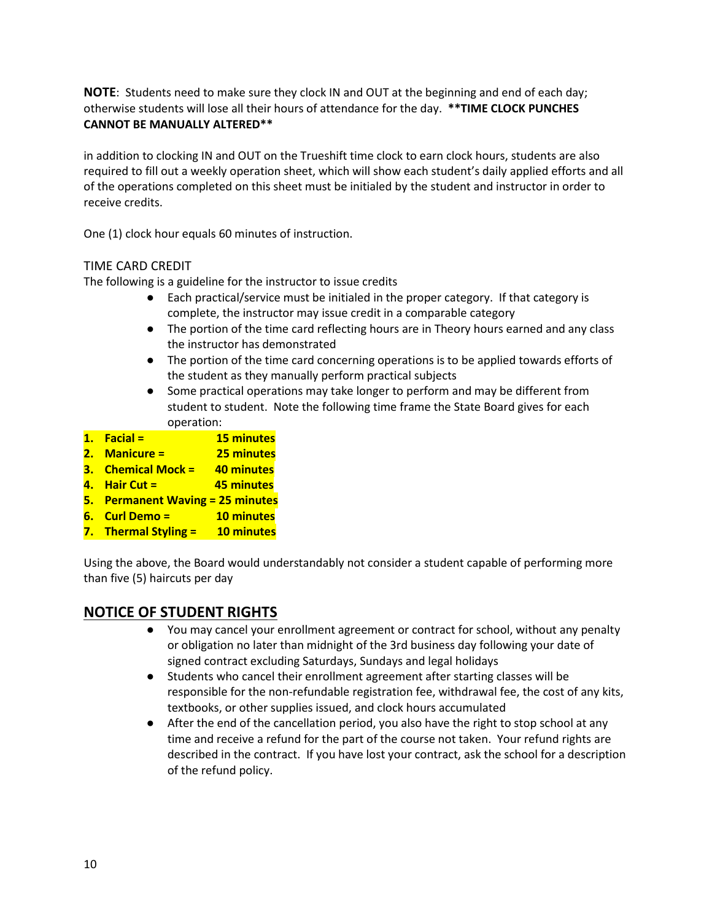**NOTE**: Students need to make sure they clock IN and OUT at the beginning and end of each day; otherwise students will lose all their hours of attendance for the day. **\*\*TIME CLOCK PUNCHES CANNOT BE MANUALLY ALTERED\*\***

in addition to clocking IN and OUT on the Trueshift time clock to earn clock hours, students are also required to fill out a weekly operation sheet, which will show each student's daily applied efforts and all of the operations completed on this sheet must be initialed by the student and instructor in order to receive credits.

One (1) clock hour equals 60 minutes of instruction.

TIME CARD CREDIT

The following is a guideline for the instructor to issue credits

- Each practical/service must be initialed in the proper category. If that category is complete, the instructor may issue credit in a comparable category
- The portion of the time card reflecting hours are in Theory hours earned and any class the instructor has demonstrated
- The portion of the time card concerning operations is to be applied towards efforts of the student as they manually perform practical subjects
- Some practical operations may take longer to perform and may be different from student to student. Note the following time frame the State Board gives for each operation:

1. **Facial = 15 minutes**
2. **Manicure = 25 minutes**
3. **Chemical Mock = 40 minutes**
4. **Hair Cut = 45 minutes**
5. **Permanent Waving = 25 minutes**
6. **Curl Demo = 10 minutes**
7. **Thermal Styling = 10 minutes**

Using the above, the Board would understandably not consider a student capable of performing more than five (5) haircuts per day

## NOTICE OF STUDENT RIGHTS

- You may cancel your enrollment agreement or contract for school, without any penalty or obligation no later than midnight of the 3rd business day following your date of signed contract excluding Saturdays, Sundays and legal holidays
- Students who cancel their enrollment agreement after starting classes will be responsible for the non-refundable registration fee, withdrawal fee, the cost of any kits, textbooks, or other supplies issued, and clock hours accumulated
- After the end of the cancellation period, you also have the right to stop school at any time and receive a refund for the part of the course not taken. Your refund rights are described in the contract. If you have lost your contract, ask the school for a description of the refund policy.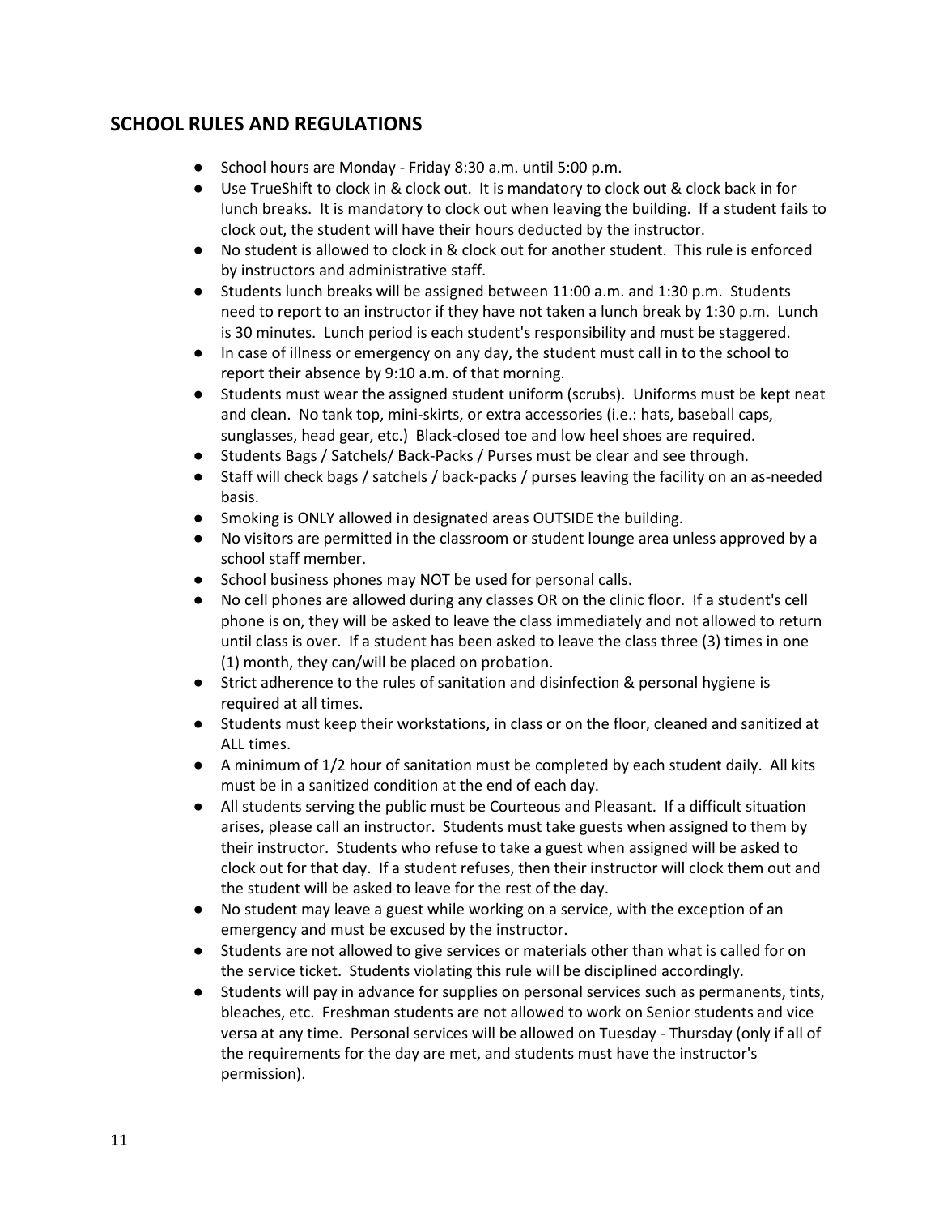## SCHOOL RULES AND REGULATIONS

- School hours are Monday - Friday 8:30 a.m. until 5:00 p.m.
- Use TrueShift to clock in & clock out. It is mandatory to clock out & clock back in for lunch breaks. It is mandatory to clock out when leaving the building. If a student fails to clock out, the student will have their hours deducted by the instructor.
- No student is allowed to clock in & clock out for another student. This rule is enforced by instructors and administrative staff.
- Students lunch breaks will be assigned between 11:00 a.m. and 1:30 p.m. Students need to report to an instructor if they have not taken a lunch break by 1:30 p.m. Lunch is 30 minutes. Lunch period is each student's responsibility and must be staggered.
- In case of illness or emergency on any day, the student must call in to the school to report their absence by 9:10 a.m. of that morning.
- Students must wear the assigned student uniform (scrubs). Uniforms must be kept neat and clean. No tank top, mini-skirts, or extra accessories (i.e.: hats, baseball caps, sunglasses, head gear, etc.) Black-closed toe and low heel shoes are required.
- Students Bags / Satchels/ Back-Packs / Purses must be clear and see through.
- Staff will check bags / satchels / back-packs / purses leaving the facility on an as-needed basis.
- Smoking is ONLY allowed in designated areas OUTSIDE the building.
- No visitors are permitted in the classroom or student lounge area unless approved by a school staff member.
- School business phones may NOT be used for personal calls.
- No cell phones are allowed during any classes OR on the clinic floor. If a student's cell phone is on, they will be asked to leave the class immediately and not allowed to return until class is over. If a student has been asked to leave the class three (3) times in one (1) month, they can/will be placed on probation.
- Strict adherence to the rules of sanitation and disinfection & personal hygiene is required at all times.
- Students must keep their workstations, in class or on the floor, cleaned and sanitized at ALL times.
- A minimum of 1/2 hour of sanitation must be completed by each student daily. All kits must be in a sanitized condition at the end of each day.
- All students serving the public must be Courteous and Pleasant. If a difficult situation arises, please call an instructor. Students must take guests when assigned to them by their instructor. Students who refuse to take a guest when assigned will be asked to clock out for that day. If a student refuses, then their instructor will clock them out and the student will be asked to leave for the rest of the day.
- No student may leave a guest while working on a service, with the exception of an emergency and must be excused by the instructor.
- Students are not allowed to give services or materials other than what is called for on the service ticket. Students violating this rule will be disciplined accordingly.
- Students will pay in advance for supplies on personal services such as permanents, tints, bleaches, etc. Freshman students are not allowed to work on Senior students and vice versa at any time. Personal services will be allowed on Tuesday - Thursday (only if all of the requirements for the day are met, and students must have the instructor's permission).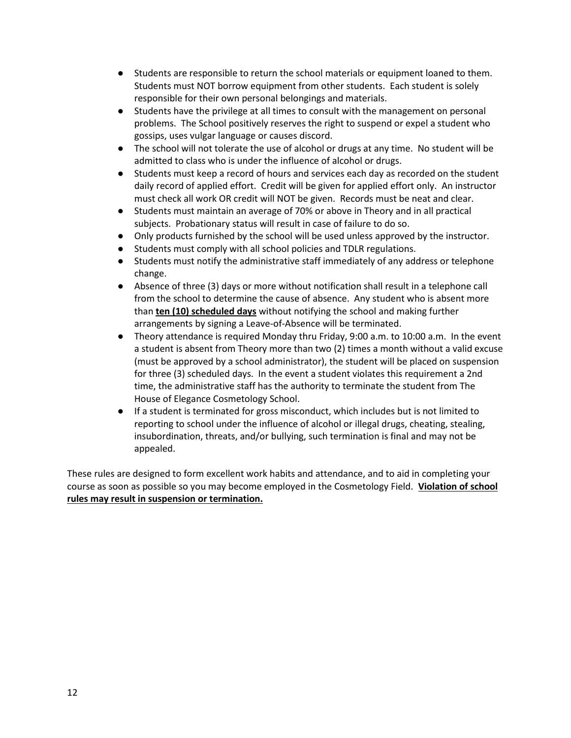- Students are responsible to return the school materials or equipment loaned to them. Students must NOT borrow equipment from other students. Each student is solely responsible for their own personal belongings and materials.
- Students have the privilege at all times to consult with the management on personal problems. The School positively reserves the right to suspend or expel a student who gossips, uses vulgar language or causes discord.
- The school will not tolerate the use of alcohol or drugs at any time. No student will be admitted to class who is under the influence of alcohol or drugs.
- Students must keep a record of hours and services each day as recorded on the student daily record of applied effort. Credit will be given for applied effort only. An instructor must check all work OR credit will NOT be given. Records must be neat and clear.
- Students must maintain an average of 70% or above in Theory and in all practical subjects. Probationary status will result in case of failure to do so.
- Only products furnished by the school will be used unless approved by the instructor.
- Students must comply with all school policies and TDLR regulations.
- Students must notify the administrative staff immediately of any address or telephone change.
- Absence of three (3) days or more without notification shall result in a telephone call from the school to determine the cause of absence. Any student who is absent more than **ten (10) scheduled days** without notifying the school and making further arrangements by signing a Leave-of-Absence will be terminated.
- Theory attendance is required Monday thru Friday, 9:00 a.m. to 10:00 a.m. In the event a student is absent from Theory more than two (2) times a month without a valid excuse (must be approved by a school administrator), the student will be placed on suspension for three (3) scheduled days. In the event a student violates this requirement a 2nd time, the administrative staff has the authority to terminate the student from The House of Elegance Cosmetology School.
- If a student is terminated for gross misconduct, which includes but is not limited to reporting to school under the influence of alcohol or illegal drugs, cheating, stealing, insubordination, threats, and/or bullying, such termination is final and may not be appealed.

These rules are designed to form excellent work habits and attendance, and to aid in completing your course as soon as possible so you may become employed in the Cosmetology Field. **Violation of school rules may result in suspension or termination.**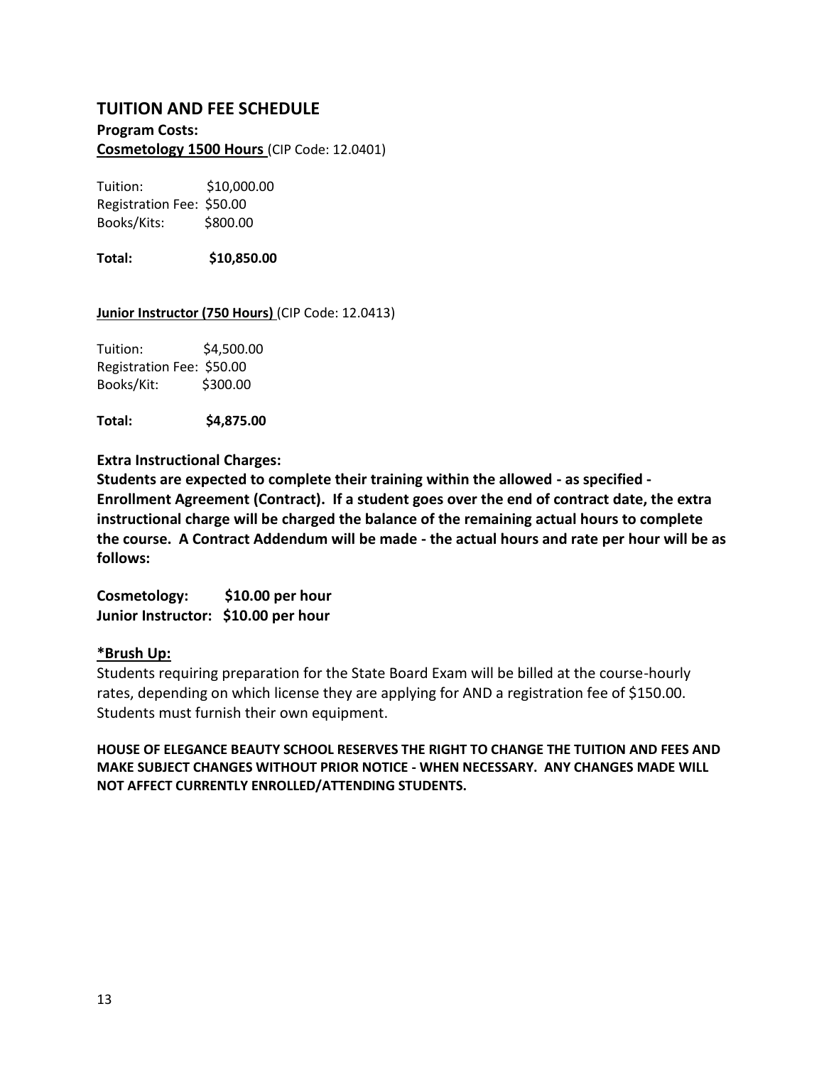## TUITION AND FEE SCHEDULE

**Program Costs:**

**Cosmetology 1500 Hours** (CIP Code: 12.0401)

Tuition: $10,000.00
Registration Fee: $50.00
Books/Kits: $800.00

**Total: $10,850.00**

**Junior Instructor (750 Hours)** (CIP Code: 12.0413)

Tuition: $4,500.00
Registration Fee: $50.00
Books/Kit: $300.00

**Total: $4,875.00**

**Extra Instructional Charges:**

**Students are expected to complete their training within the allowed - as specified - Enrollment Agreement (Contract). If a student goes over the end of contract date, the extra instructional charge will be charged the balance of the remaining actual hours to complete the course. A Contract Addendum will be made - the actual hours and rate per hour will be as follows:**

**Cosmetology: $10.00 per hour**
**Junior Instructor: $10.00 per hour**

**\*Brush Up:**

Students requiring preparation for the State Board Exam will be billed at the course-hourly rates, depending on which license they are applying for AND a registration fee of $150.00. Students must furnish their own equipment.

**HOUSE OF ELEGANCE BEAUTY SCHOOL RESERVES THE RIGHT TO CHANGE THE TUITION AND FEES AND MAKE SUBJECT CHANGES WITHOUT PRIOR NOTICE - WHEN NECESSARY. ANY CHANGES MADE WILL NOT AFFECT CURRENTLY ENROLLED/ATTENDING STUDENTS.**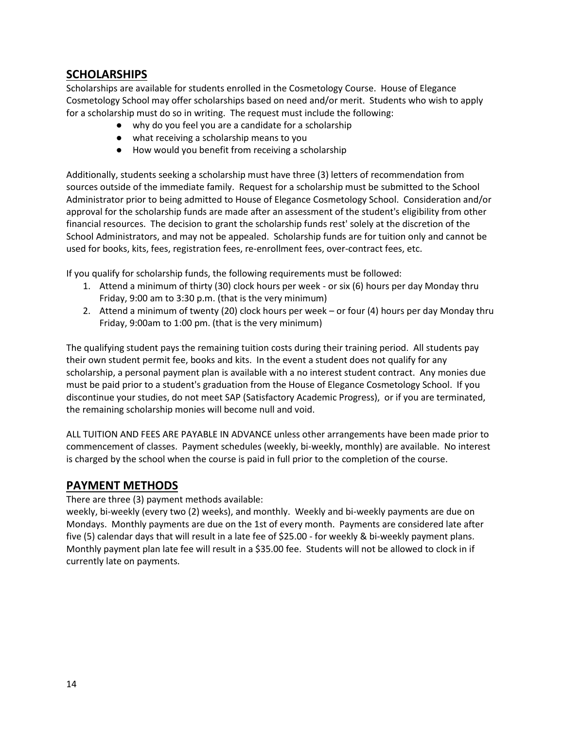## SCHOLARSHIPS

Scholarships are available for students enrolled in the Cosmetology Course. House of Elegance Cosmetology School may offer scholarships based on need and/or merit. Students who wish to apply for a scholarship must do so in writing. The request must include the following:

- why do you feel you are a candidate for a scholarship
- what receiving a scholarship means to you
- How would you benefit from receiving a scholarship

Additionally, students seeking a scholarship must have three (3) letters of recommendation from sources outside of the immediate family. Request for a scholarship must be submitted to the School Administrator prior to being admitted to House of Elegance Cosmetology School. Consideration and/or approval for the scholarship funds are made after an assessment of the student's eligibility from other financial resources. The decision to grant the scholarship funds rest' solely at the discretion of the School Administrators, and may not be appealed. Scholarship funds are for tuition only and cannot be used for books, kits, fees, registration fees, re-enrollment fees, over-contract fees, etc.

If you qualify for scholarship funds, the following requirements must be followed:

1. Attend a minimum of thirty (30) clock hours per week - or six (6) hours per day Monday thru Friday, 9:00 am to 3:30 p.m. (that is the very minimum)
2. Attend a minimum of twenty (20) clock hours per week – or four (4) hours per day Monday thru Friday, 9:00am to 1:00 pm. (that is the very minimum)

The qualifying student pays the remaining tuition costs during their training period. All students pay their own student permit fee, books and kits. In the event a student does not qualify for any scholarship, a personal payment plan is available with a no interest student contract. Any monies due must be paid prior to a student's graduation from the House of Elegance Cosmetology School. If you discontinue your studies, do not meet SAP (Satisfactory Academic Progress), or if you are terminated, the remaining scholarship monies will become null and void.

ALL TUITION AND FEES ARE PAYABLE IN ADVANCE unless other arrangements have been made prior to commencement of classes. Payment schedules (weekly, bi-weekly, monthly) are available. No interest is charged by the school when the course is paid in full prior to the completion of the course.

## PAYMENT METHODS

There are three (3) payment methods available:
weekly, bi-weekly (every two (2) weeks), and monthly. Weekly and bi-weekly payments are due on Mondays. Monthly payments are due on the 1st of every month. Payments are considered late after five (5) calendar days that will result in a late fee of $25.00 - for weekly & bi-weekly payment plans. Monthly payment plan late fee will result in a $35.00 fee. Students will not be allowed to clock in if currently late on payments.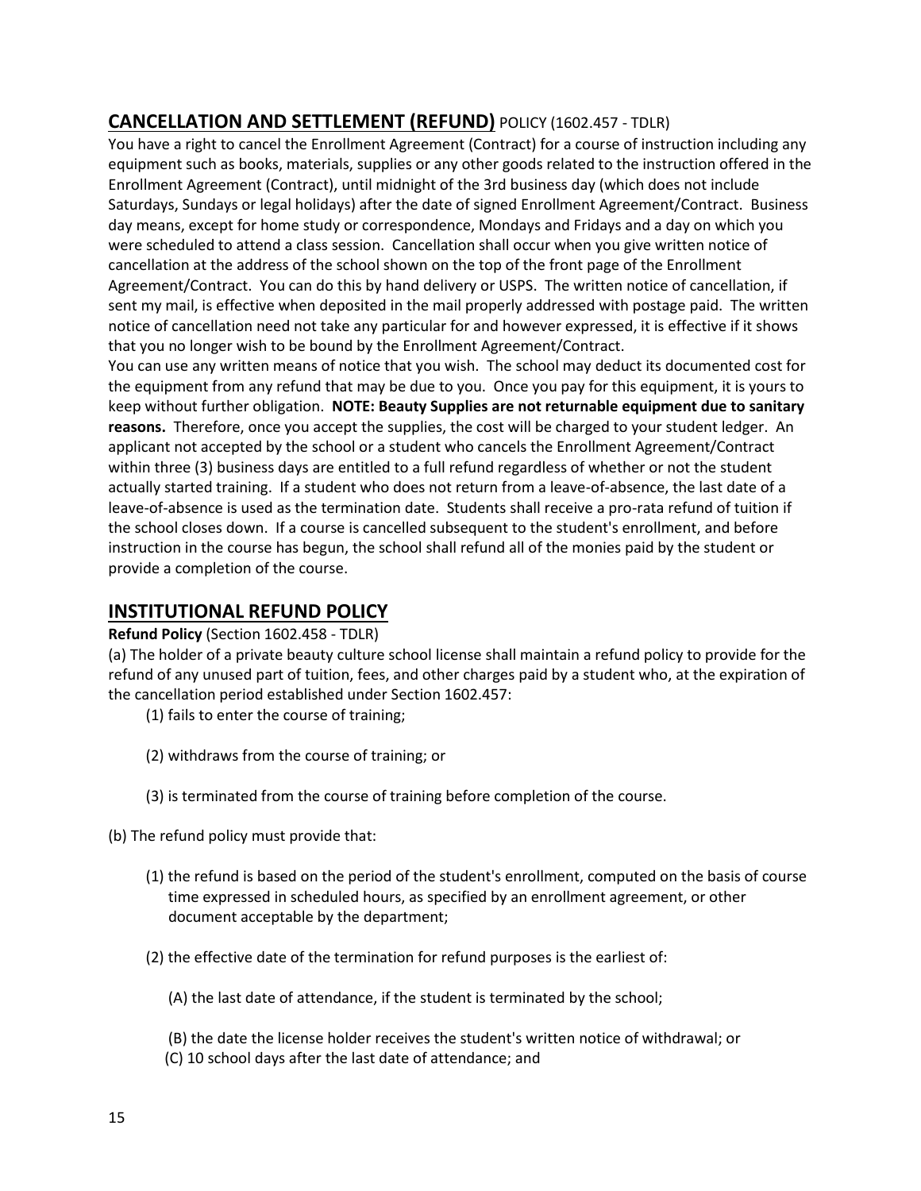## **CANCELLATION AND SETTLEMENT (REFUND)** POLICY (1602.457 - TDLR)

You have a right to cancel the Enrollment Agreement (Contract) for a course of instruction including any equipment such as books, materials, supplies or any other goods related to the instruction offered in the Enrollment Agreement (Contract), until midnight of the 3rd business day (which does not include Saturdays, Sundays or legal holidays) after the date of signed Enrollment Agreement/Contract. Business day means, except for home study or correspondence, Mondays and Fridays and a day on which you were scheduled to attend a class session. Cancellation shall occur when you give written notice of cancellation at the address of the school shown on the top of the front page of the Enrollment Agreement/Contract. You can do this by hand delivery or USPS. The written notice of cancellation, if sent my mail, is effective when deposited in the mail properly addressed with postage paid. The written notice of cancellation need not take any particular for and however expressed, it is effective if it shows that you no longer wish to be bound by the Enrollment Agreement/Contract.

You can use any written means of notice that you wish. The school may deduct its documented cost for the equipment from any refund that may be due to you. Once you pay for this equipment, it is yours to keep without further obligation. **NOTE: Beauty Supplies are not returnable equipment due to sanitary reasons.** Therefore, once you accept the supplies, the cost will be charged to your student ledger. An applicant not accepted by the school or a student who cancels the Enrollment Agreement/Contract within three (3) business days are entitled to a full refund regardless of whether or not the student actually started training. If a student who does not return from a leave-of-absence, the last date of a leave-of-absence is used as the termination date. Students shall receive a pro-rata refund of tuition if the school closes down. If a course is cancelled subsequent to the student's enrollment, and before instruction in the course has begun, the school shall refund all of the monies paid by the student or provide a completion of the course.

## **INSTITUTIONAL REFUND POLICY**

**Refund Policy** (Section 1602.458 - TDLR)

(a) The holder of a private beauty culture school license shall maintain a refund policy to provide for the refund of any unused part of tuition, fees, and other charges paid by a student who, at the expiration of the cancellation period established under Section 1602.457:

(1) fails to enter the course of training;

(2) withdraws from the course of training; or

(3) is terminated from the course of training before completion of the course.

(b) The refund policy must provide that:

(1) the refund is based on the period of the student's enrollment, computed on the basis of course time expressed in scheduled hours, as specified by an enrollment agreement, or other document acceptable by the department;

(2) the effective date of the termination for refund purposes is the earliest of:

(A) the last date of attendance, if the student is terminated by the school;

(B) the date the license holder receives the student's written notice of withdrawal; or

(C) 10 school days after the last date of attendance; and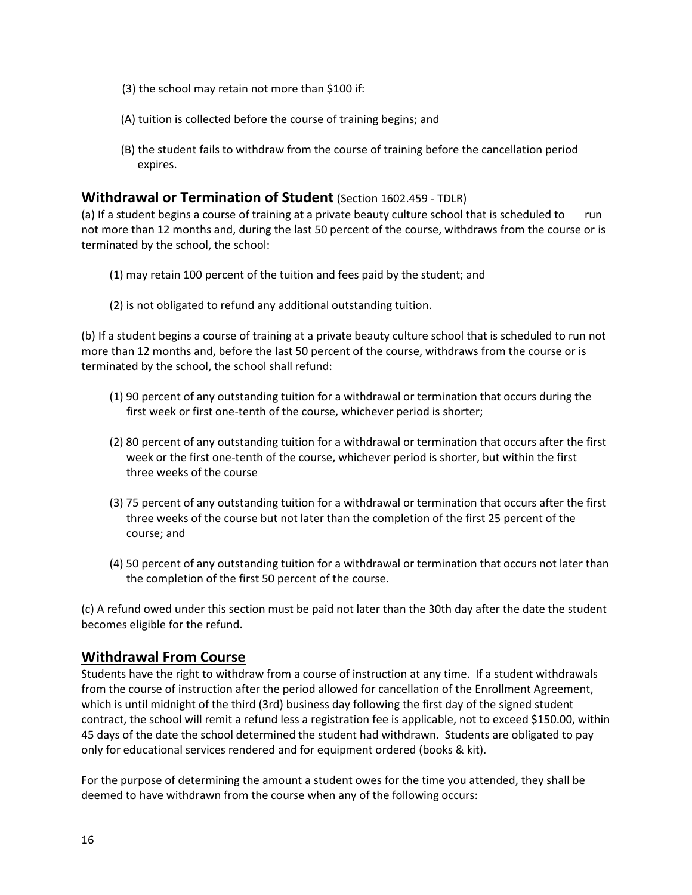(3) the school may retain not more than $100 if:

(A) tuition is collected before the course of training begins; and

(B) the student fails to withdraw from the course of training before the cancellation period expires.

## Withdrawal or Termination of Student (Section 1602.459 - TDLR)

(a) If a student begins a course of training at a private beauty culture school that is scheduled to run not more than 12 months and, during the last 50 percent of the course, withdraws from the course or is terminated by the school, the school:

(1) may retain 100 percent of the tuition and fees paid by the student; and

(2) is not obligated to refund any additional outstanding tuition.

(b) If a student begins a course of training at a private beauty culture school that is scheduled to run not more than 12 months and, before the last 50 percent of the course, withdraws from the course or is terminated by the school, the school shall refund:

(1) 90 percent of any outstanding tuition for a withdrawal or termination that occurs during the first week or first one-tenth of the course, whichever period is shorter;

(2) 80 percent of any outstanding tuition for a withdrawal or termination that occurs after the first week or the first one-tenth of the course, whichever period is shorter, but within the first three weeks of the course

(3) 75 percent of any outstanding tuition for a withdrawal or termination that occurs after the first three weeks of the course but not later than the completion of the first 25 percent of the course; and

(4) 50 percent of any outstanding tuition for a withdrawal or termination that occurs not later than the completion of the first 50 percent of the course.

(c) A refund owed under this section must be paid not later than the 30th day after the date the student becomes eligible for the refund.

## Withdrawal From Course

Students have the right to withdraw from a course of instruction at any time. If a student withdrawals from the course of instruction after the period allowed for cancellation of the Enrollment Agreement, which is until midnight of the third (3rd) business day following the first day of the signed student contract, the school will remit a refund less a registration fee is applicable, not to exceed $150.00, within 45 days of the date the school determined the student had withdrawn. Students are obligated to pay only for educational services rendered and for equipment ordered (books & kit).

For the purpose of determining the amount a student owes for the time you attended, they shall be deemed to have withdrawn from the course when any of the following occurs: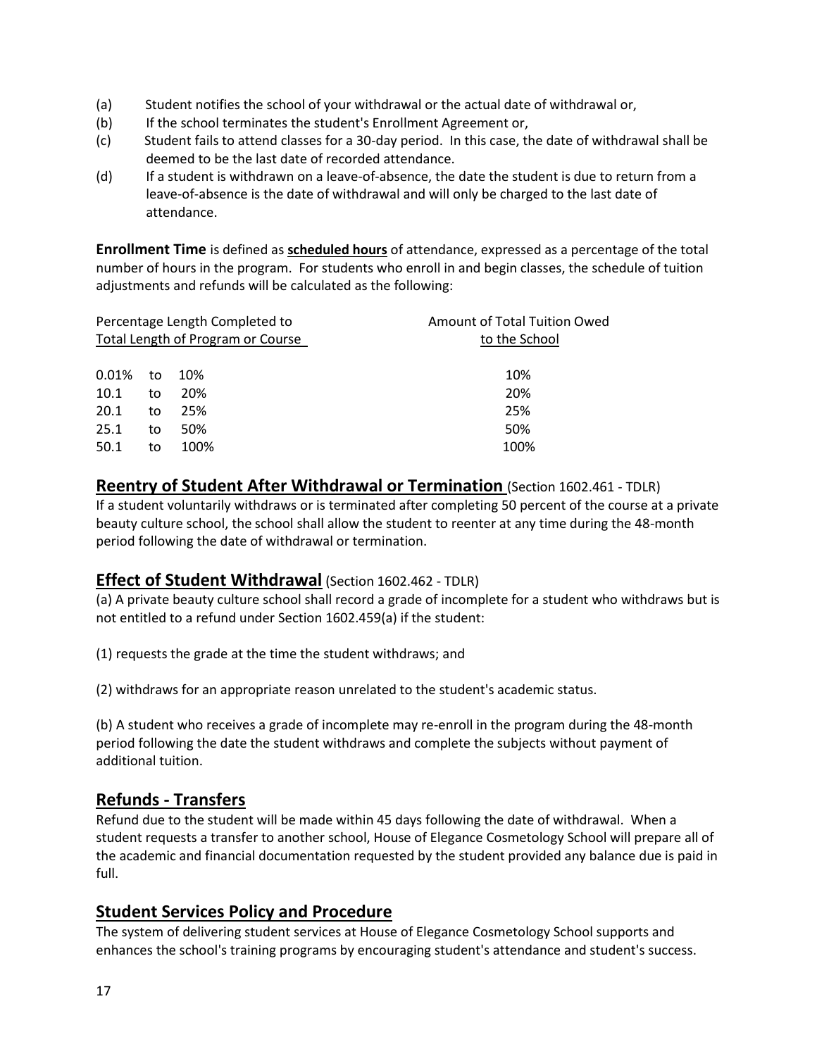(a) Student notifies the school of your withdrawal or the actual date of withdrawal or,

(b) If the school terminates the student's Enrollment Agreement or,

(c) Student fails to attend classes for a 30-day period. In this case, the date of withdrawal shall be deemed to be the last date of recorded attendance.

(d) If a student is withdrawn on a leave-of-absence, the date the student is due to return from a leave-of-absence is the date of withdrawal and will only be charged to the last date of attendance.

**Enrollment Time** is defined as **scheduled hours** of attendance, expressed as a percentage of the total number of hours in the program. For students who enroll in and begin classes, the schedule of tuition adjustments and refunds will be calculated as the following:

| Percentage Length Completed to Total Length of Program or Course | Amount of Total Tuition Owed to the School |
|---|---|
| 0.01% to 10% | 10% |
| 10.1 to 20% | 20% |
| 20.1 to 25% | 25% |
| 25.1 to 50% | 50% |
| 50.1 to 100% | 100% |

## Reentry of Student After Withdrawal or Termination (Section 1602.461 - TDLR)

If a student voluntarily withdraws or is terminated after completing 50 percent of the course at a private beauty culture school, the school shall allow the student to reenter at any time during the 48-month period following the date of withdrawal or termination.

## Effect of Student Withdrawal (Section 1602.462 - TDLR)

(a) A private beauty culture school shall record a grade of incomplete for a student who withdraws but is not entitled to a refund under Section 1602.459(a) if the student:

(1) requests the grade at the time the student withdraws; and

(2) withdraws for an appropriate reason unrelated to the student's academic status.

(b) A student who receives a grade of incomplete may re-enroll in the program during the 48-month period following the date the student withdraws and complete the subjects without payment of additional tuition.

## Refunds - Transfers

Refund due to the student will be made within 45 days following the date of withdrawal. When a student requests a transfer to another school, House of Elegance Cosmetology School will prepare all of the academic and financial documentation requested by the student provided any balance due is paid in full.

## Student Services Policy and Procedure

The system of delivering student services at House of Elegance Cosmetology School supports and enhances the school's training programs by encouraging student's attendance and student's success.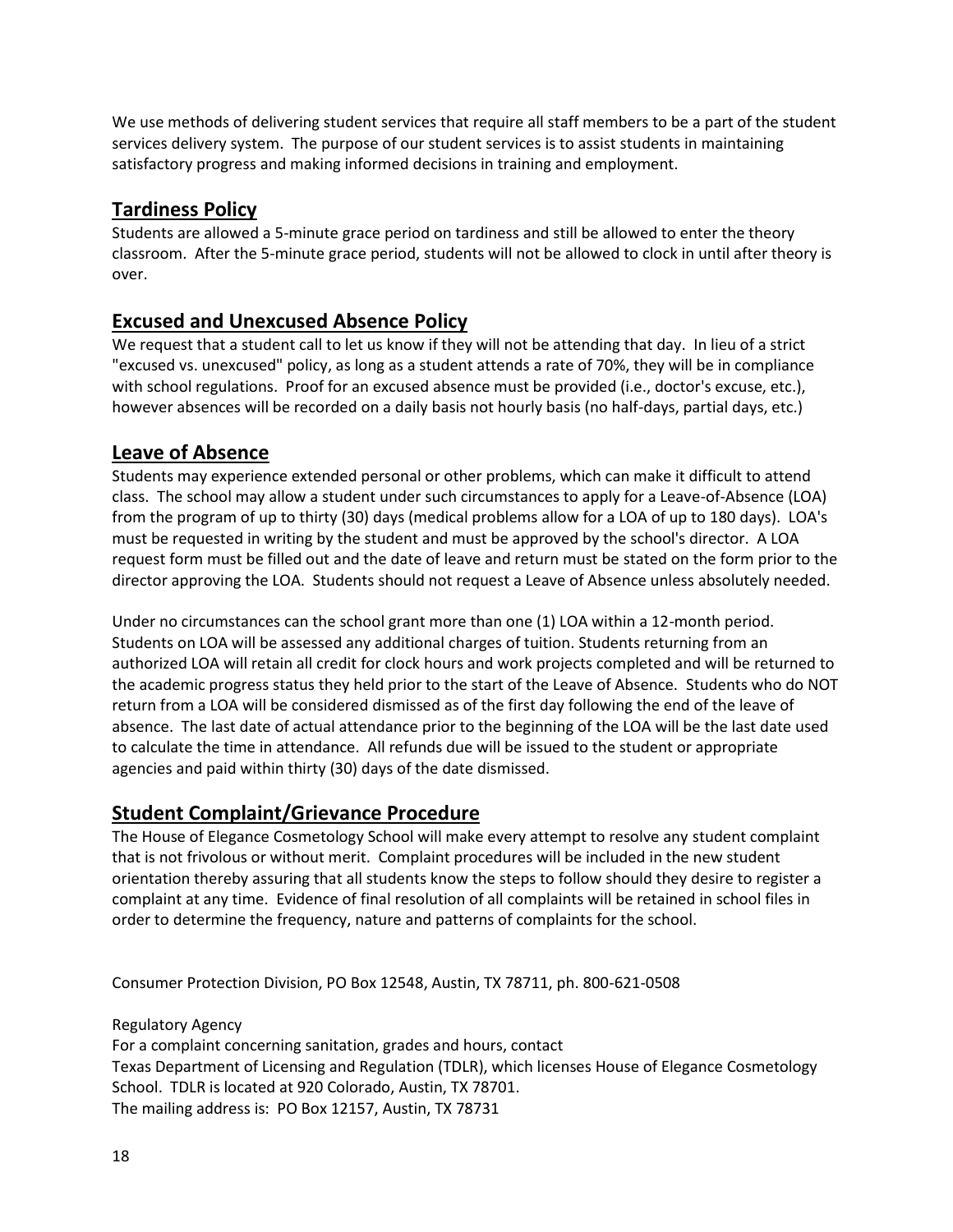We use methods of delivering student services that require all staff members to be a part of the student services delivery system. The purpose of our student services is to assist students in maintaining satisfactory progress and making informed decisions in training and employment.

## Tardiness Policy

Students are allowed a 5-minute grace period on tardiness and still be allowed to enter the theory classroom. After the 5-minute grace period, students will not be allowed to clock in until after theory is over.

## Excused and Unexcused Absence Policy

We request that a student call to let us know if they will not be attending that day. In lieu of a strict "excused vs. unexcused" policy, as long as a student attends a rate of 70%, they will be in compliance with school regulations. Proof for an excused absence must be provided (i.e., doctor's excuse, etc.), however absences will be recorded on a daily basis not hourly basis (no half-days, partial days, etc.)

## Leave of Absence

Students may experience extended personal or other problems, which can make it difficult to attend class. The school may allow a student under such circumstances to apply for a Leave-of-Absence (LOA) from the program of up to thirty (30) days (medical problems allow for a LOA of up to 180 days). LOA's must be requested in writing by the student and must be approved by the school's director. A LOA request form must be filled out and the date of leave and return must be stated on the form prior to the director approving the LOA. Students should not request a Leave of Absence unless absolutely needed.

Under no circumstances can the school grant more than one (1) LOA within a 12-month period. Students on LOA will be assessed any additional charges of tuition. Students returning from an authorized LOA will retain all credit for clock hours and work projects completed and will be returned to the academic progress status they held prior to the start of the Leave of Absence. Students who do NOT return from a LOA will be considered dismissed as of the first day following the end of the leave of absence. The last date of actual attendance prior to the beginning of the LOA will be the last date used to calculate the time in attendance. All refunds due will be issued to the student or appropriate agencies and paid within thirty (30) days of the date dismissed.

## Student Complaint/Grievance Procedure

The House of Elegance Cosmetology School will make every attempt to resolve any student complaint that is not frivolous or without merit. Complaint procedures will be included in the new student orientation thereby assuring that all students know the steps to follow should they desire to register a complaint at any time. Evidence of final resolution of all complaints will be retained in school files in order to determine the frequency, nature and patterns of complaints for the school.

Consumer Protection Division, PO Box 12548, Austin, TX 78711, ph. 800-621-0508

Regulatory Agency
For a complaint concerning sanitation, grades and hours, contact
Texas Department of Licensing and Regulation (TDLR), which licenses House of Elegance Cosmetology School. TDLR is located at 920 Colorado, Austin, TX 78701.
The mailing address is: PO Box 12157, Austin, TX 78731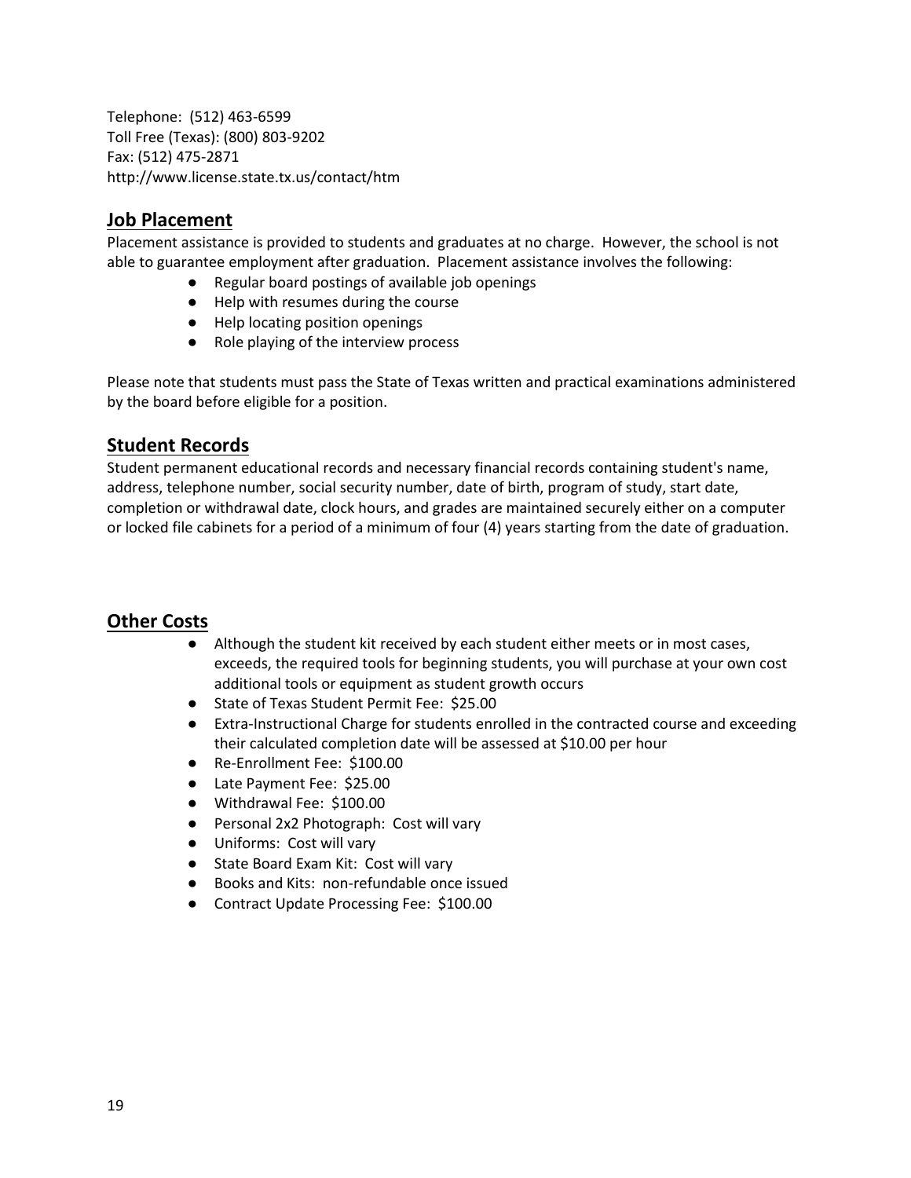Telephone: (512) 463-6599
Toll Free (Texas): (800) 803-9202
Fax: (512) 475-2871
http://www.license.state.tx.us/contact/htm

## Job Placement

Placement assistance is provided to students and graduates at no charge. However, the school is not able to guarantee employment after graduation. Placement assistance involves the following:

- Regular board postings of available job openings
- Help with resumes during the course
- Help locating position openings
- Role playing of the interview process

Please note that students must pass the State of Texas written and practical examinations administered by the board before eligible for a position.

## Student Records

Student permanent educational records and necessary financial records containing student's name, address, telephone number, social security number, date of birth, program of study, start date, completion or withdrawal date, clock hours, and grades are maintained securely either on a computer or locked file cabinets for a period of a minimum of four (4) years starting from the date of graduation.

## Other Costs

- Although the student kit received by each student either meets or in most cases, exceeds, the required tools for beginning students, you will purchase at your own cost additional tools or equipment as student growth occurs
- State of Texas Student Permit Fee: $25.00
- Extra-Instructional Charge for students enrolled in the contracted course and exceeding their calculated completion date will be assessed at $10.00 per hour
- Re-Enrollment Fee: $100.00
- Late Payment Fee: $25.00
- Withdrawal Fee: $100.00
- Personal 2x2 Photograph: Cost will vary
- Uniforms: Cost will vary
- State Board Exam Kit: Cost will vary
- Books and Kits: non-refundable once issued
- Contract Update Processing Fee: $100.00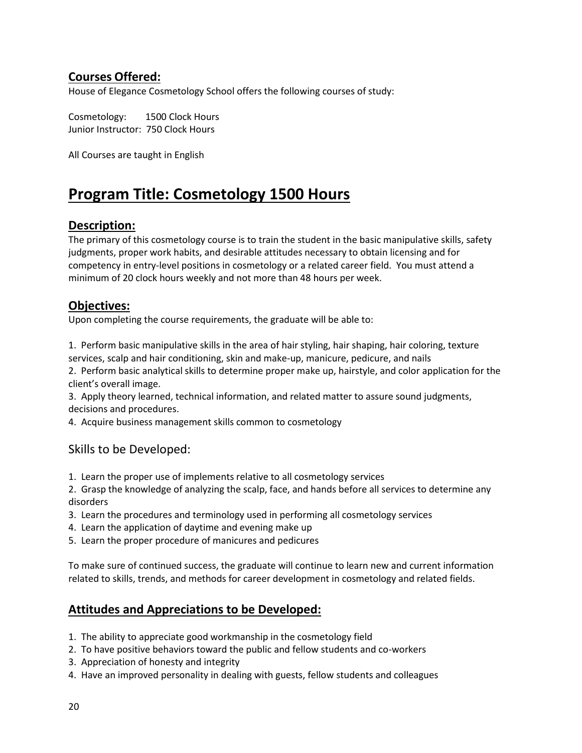## **Courses Offered:**

House of Elegance Cosmetology School offers the following courses of study:

Cosmetology: 1500 Clock Hours
Junior Instructor: 750 Clock Hours

All Courses are taught in English

# **Program Title: Cosmetology 1500 Hours**

## **Description:**

The primary of this cosmetology course is to train the student in the basic manipulative skills, safety judgments, proper work habits, and desirable attitudes necessary to obtain licensing and for competency in entry-level positions in cosmetology or a related career field. You must attend a minimum of 20 clock hours weekly and not more than 48 hours per week.

## **Objectives:**

Upon completing the course requirements, the graduate will be able to:

1. Perform basic manipulative skills in the area of hair styling, hair shaping, hair coloring, texture services, scalp and hair conditioning, skin and make-up, manicure, pedicure, and nails
2. Perform basic analytical skills to determine proper make up, hairstyle, and color application for the client's overall image.
3. Apply theory learned, technical information, and related matter to assure sound judgments, decisions and procedures.
4. Acquire business management skills common to cosmetology

## Skills to be Developed:

1. Learn the proper use of implements relative to all cosmetology services
2. Grasp the knowledge of analyzing the scalp, face, and hands before all services to determine any disorders
3. Learn the procedures and terminology used in performing all cosmetology services
4. Learn the application of daytime and evening make up
5. Learn the proper procedure of manicures and pedicures

To make sure of continued success, the graduate will continue to learn new and current information related to skills, trends, and methods for career development in cosmetology and related fields.

## **Attitudes and Appreciations to be Developed:**

1. The ability to appreciate good workmanship in the cosmetology field
2. To have positive behaviors toward the public and fellow students and co-workers
3. Appreciation of honesty and integrity
4. Have an improved personality in dealing with guests, fellow students and colleagues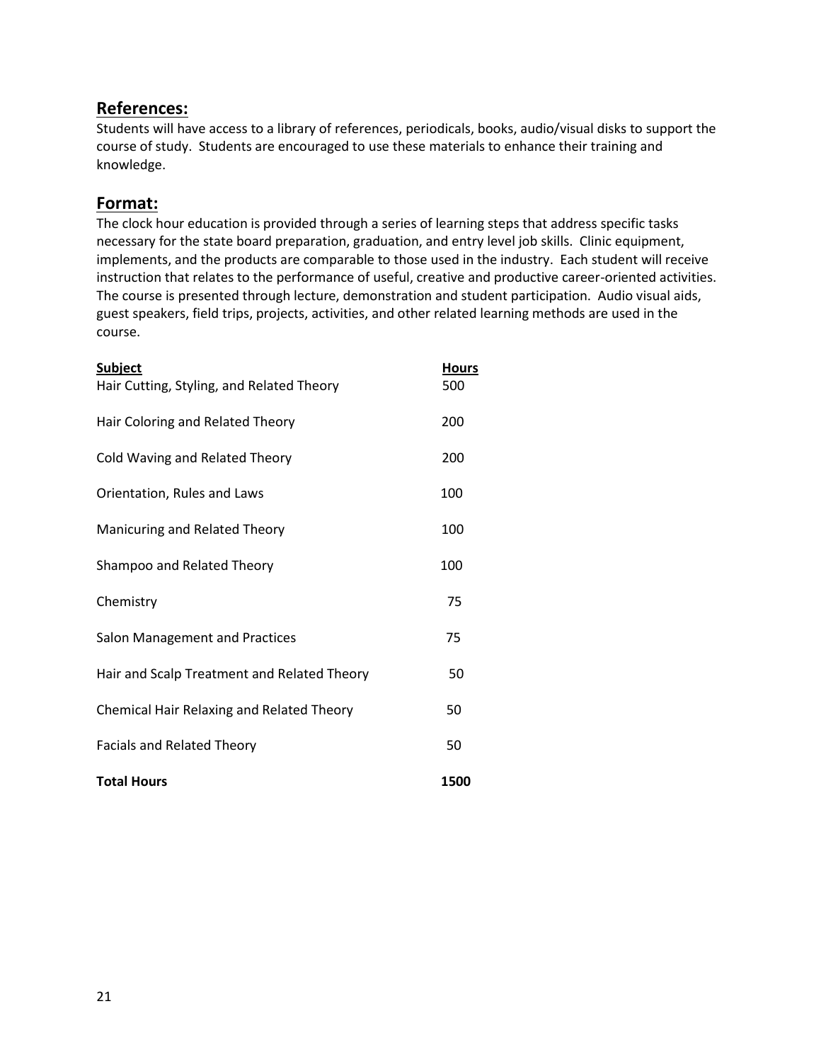## References:

Students will have access to a library of references, periodicals, books, audio/visual disks to support the course of study. Students are encouraged to use these materials to enhance their training and knowledge.

## Format:

The clock hour education is provided through a series of learning steps that address specific tasks necessary for the state board preparation, graduation, and entry level job skills. Clinic equipment, implements, and the products are comparable to those used in the industry. Each student will receive instruction that relates to the performance of useful, creative and productive career-oriented activities. The course is presented through lecture, demonstration and student participation. Audio visual aids, guest speakers, field trips, projects, activities, and other related learning methods are used in the course.

| Subject | Hours |
| --- | --- |
| Hair Cutting, Styling, and Related Theory | 500 |
| Hair Coloring and Related Theory | 200 |
| Cold Waving and Related Theory | 200 |
| Orientation, Rules and Laws | 100 |
| Manicuring and Related Theory | 100 |
| Shampoo and Related Theory | 100 |
| Chemistry | 75 |
| Salon Management and Practices | 75 |
| Hair and Scalp Treatment and Related Theory | 50 |
| Chemical Hair Relaxing and Related Theory | 50 |
| Facials and Related Theory | 50 |
| **Total Hours** | **1500** |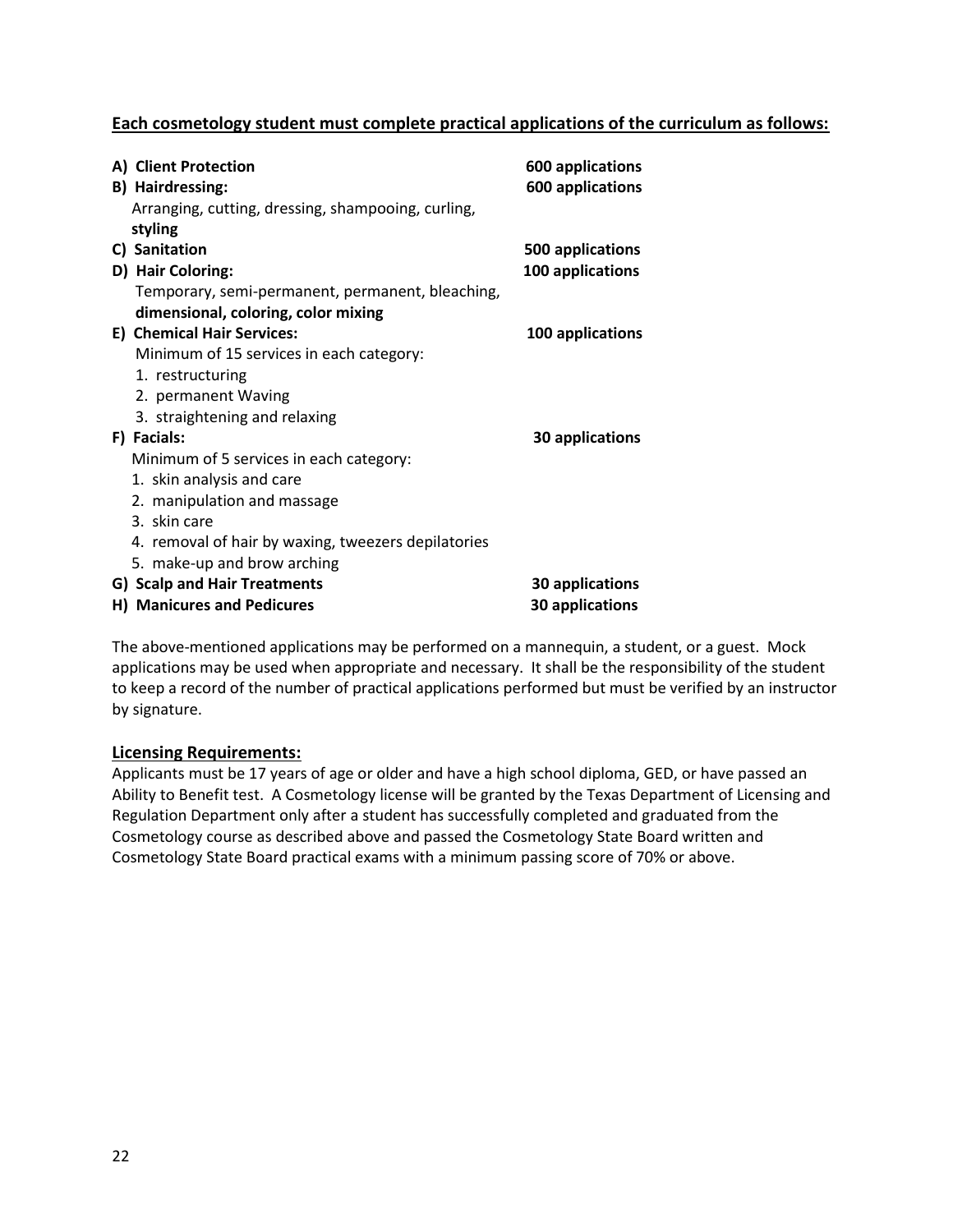**Each cosmetology student must complete practical applications of the curriculum as follows:**

**A) Client Protection** **600 applications**

**B) Hairdressing:** **600 applications**

Arranging, cutting, dressing, shampooing, curling, **styling**

**C) Sanitation** **500 applications**

**D) Hair Coloring:** **100 applications**

Temporary, semi-permanent, permanent, bleaching, **dimensional, coloring, color mixing**

**E) Chemical Hair Services:** **100 applications**

Minimum of 15 services in each category:

1. restructuring
2. permanent Waving
3. straightening and relaxing

**F) Facials:** **30 applications**

Minimum of 5 services in each category:

1. skin analysis and care
2. manipulation and massage
3. skin care
4. removal of hair by waxing, tweezers depilatories
5. make-up and brow arching

**G) Scalp and Hair Treatments** **30 applications**

**H) Manicures and Pedicures** **30 applications**

The above-mentioned applications may be performed on a mannequin, a student, or a guest. Mock applications may be used when appropriate and necessary. It shall be the responsibility of the student to keep a record of the number of practical applications performed but must be verified by an instructor by signature.

## Licensing Requirements:

Applicants must be 17 years of age or older and have a high school diploma, GED, or have passed an Ability to Benefit test. A Cosmetology license will be granted by the Texas Department of Licensing and Regulation Department only after a student has successfully completed and graduated from the Cosmetology course as described above and passed the Cosmetology State Board written and Cosmetology State Board practical exams with a minimum passing score of 70% or above.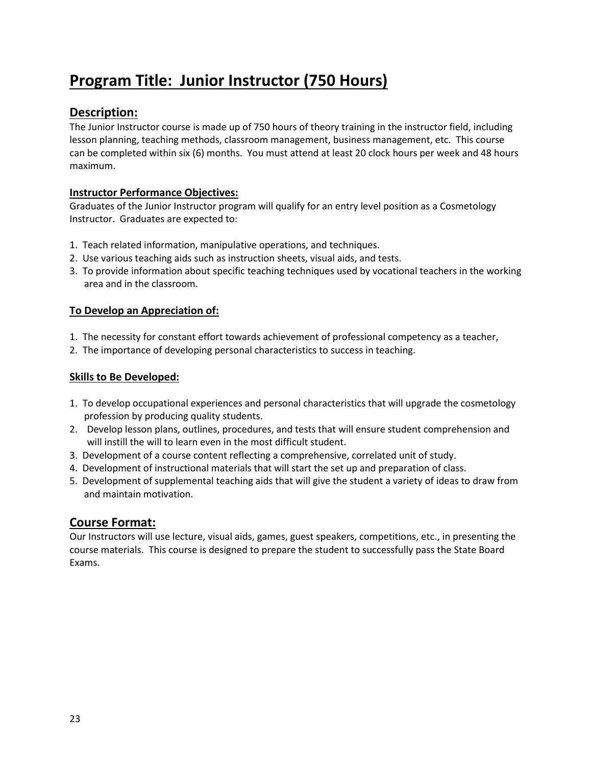# Program Title: Junior Instructor (750 Hours)

## Description:

The Junior Instructor course is made up of 750 hours of theory training in the instructor field, including lesson planning, teaching methods, classroom management, business management, etc. This course can be completed within six (6) months. You must attend at least 20 clock hours per week and 48 hours maximum.

### Instructor Performance Objectives:

Graduates of the Junior Instructor program will qualify for an entry level position as a Cosmetology Instructor. Graduates are expected to:

1. Teach related information, manipulative operations, and techniques.
2. Use various teaching aids such as instruction sheets, visual aids, and tests.
3. To provide information about specific teaching techniques used by vocational teachers in the working area and in the classroom.

### To Develop an Appreciation of:

1. The necessity for constant effort towards achievement of professional competency as a teacher,
2. The importance of developing personal characteristics to success in teaching.

### Skills to Be Developed:

1. To develop occupational experiences and personal characteristics that will upgrade the cosmetology profession by producing quality students.
2. Develop lesson plans, outlines, procedures, and tests that will ensure student comprehension and will instill the will to learn even in the most difficult student.
3. Development of a course content reflecting a comprehensive, correlated unit of study.
4. Development of instructional materials that will start the set up and preparation of class.
5. Development of supplemental teaching aids that will give the student a variety of ideas to draw from and maintain motivation.

## Course Format:

Our Instructors will use lecture, visual aids, games, guest speakers, competitions, etc., in presenting the course materials. This course is designed to prepare the student to successfully pass the State Board Exams.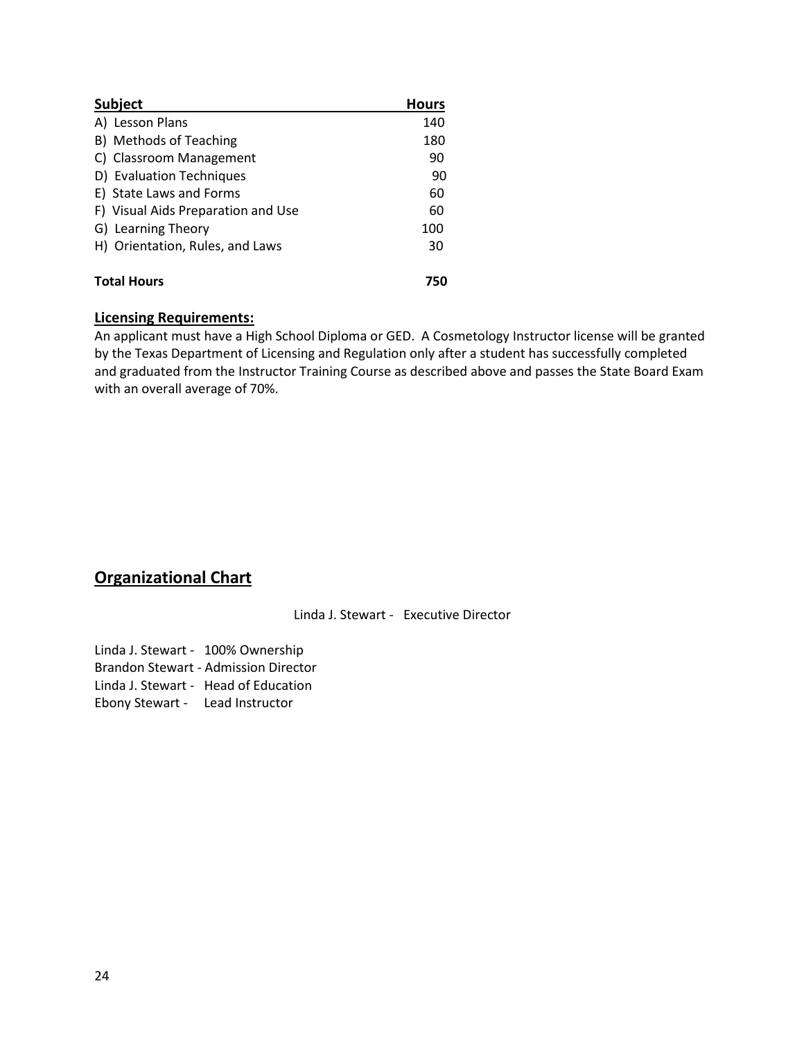| Subject | Hours |
|---|---|
| A) Lesson Plans | 140 |
| B) Methods of Teaching | 180 |
| C) Classroom Management | 90 |
| D) Evaluation Techniques | 90 |
| E) State Laws and Forms | 60 |
| F) Visual Aids Preparation and Use | 60 |
| G) Learning Theory | 100 |
| H) Orientation, Rules, and Laws | 30 |
| **Total Hours** | **750** |

**Licensing Requirements:**

An applicant must have a High School Diploma or GED. A Cosmetology Instructor license will be granted by the Texas Department of Licensing and Regulation only after a student has successfully completed and graduated from the Instructor Training Course as described above and passes the State Board Exam with an overall average of 70%.

## Organizational Chart

Linda J. Stewart - Executive Director

Linda J. Stewart - 100% Ownership
Brandon Stewart - Admission Director
Linda J. Stewart - Head of Education
Ebony Stewart - Lead Instructor